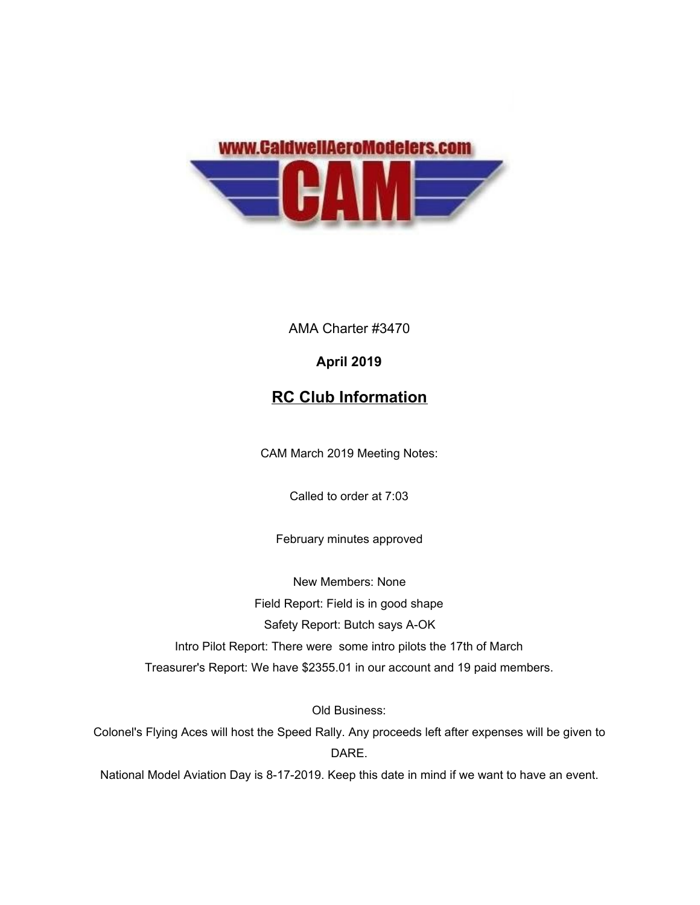www.CaldwellAeroModelers.com

# CAM

AMA Charter #3470

**April 2019**

## RC Club Information

CAM March 2019 Meeting Notes:

Called to order at 7:03

February minutes approved

New Members: None

Field Report: Field is in good shape

Safety Report: Butch says A-OK

Intro Pilot Report: There were some intro pilots the 17th of March

Treasurer's Report: We have $2355.01 in our account and 19 paid members.

Old Business:

Colonel's Flying Aces will host the Speed Rally. Any proceeds left after expenses will be given to DARE.

National Model Aviation Day is 8-17-2019. Keep this date in mind if we want to have an event.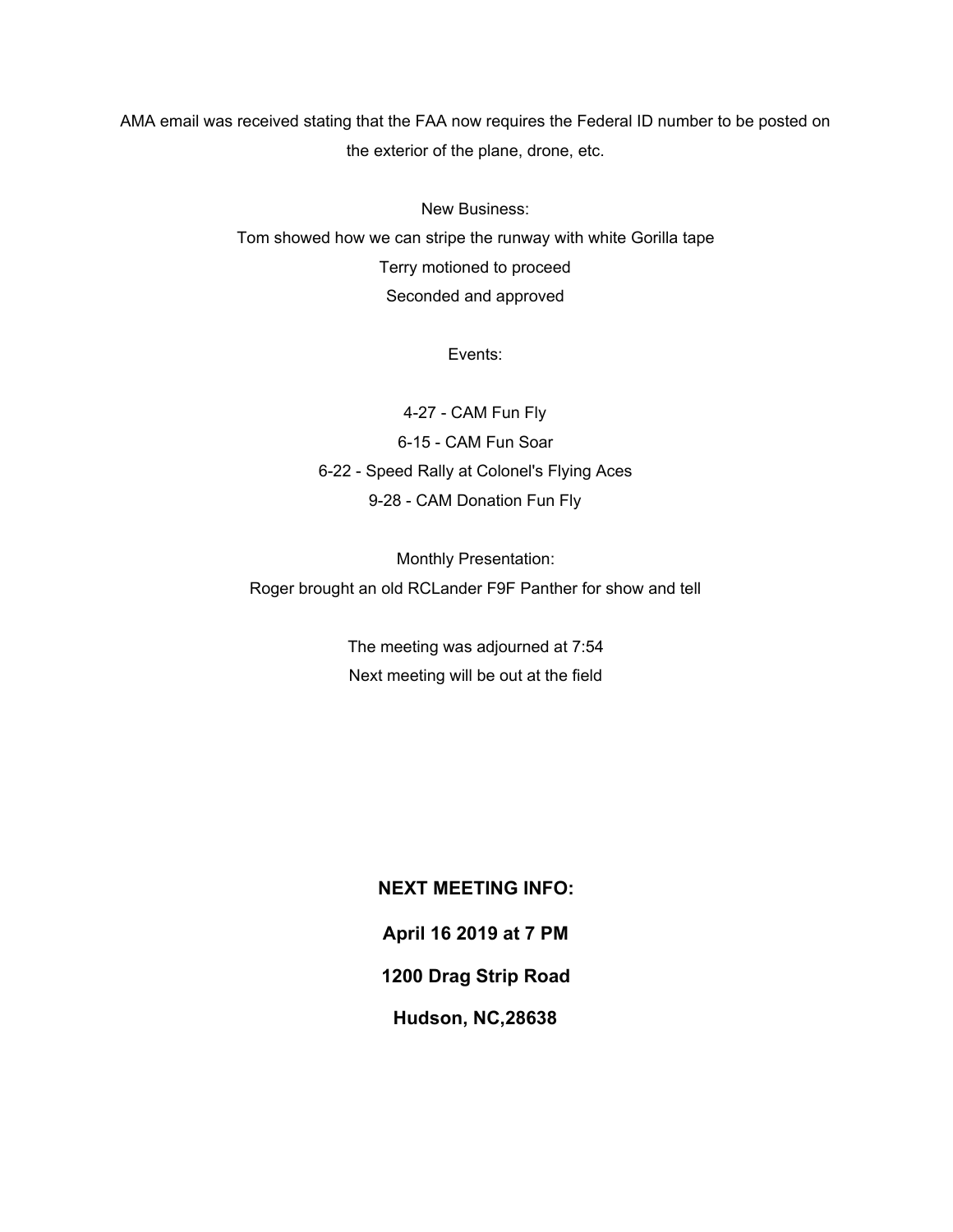AMA email was received stating that the FAA now requires the Federal ID number to be posted on the exterior of the plane, drone, etc.

New Business:

Tom showed how we can stripe the runway with white Gorilla tape

Terry motioned to proceed

Seconded and approved

Events:

4-27 - CAM Fun Fly

6-15 - CAM Fun Soar

6-22 - Speed Rally at Colonel's Flying Aces

9-28 - CAM Donation Fun Fly

Monthly Presentation:

Roger brought an old RCLander F9F Panther for show and tell

The meeting was adjourned at 7:54

Next meeting will be out at the field

**NEXT MEETING INFO:**

**April 16 2019 at 7 PM**

**1200 Drag Strip Road**

**Hudson, NC,28638**